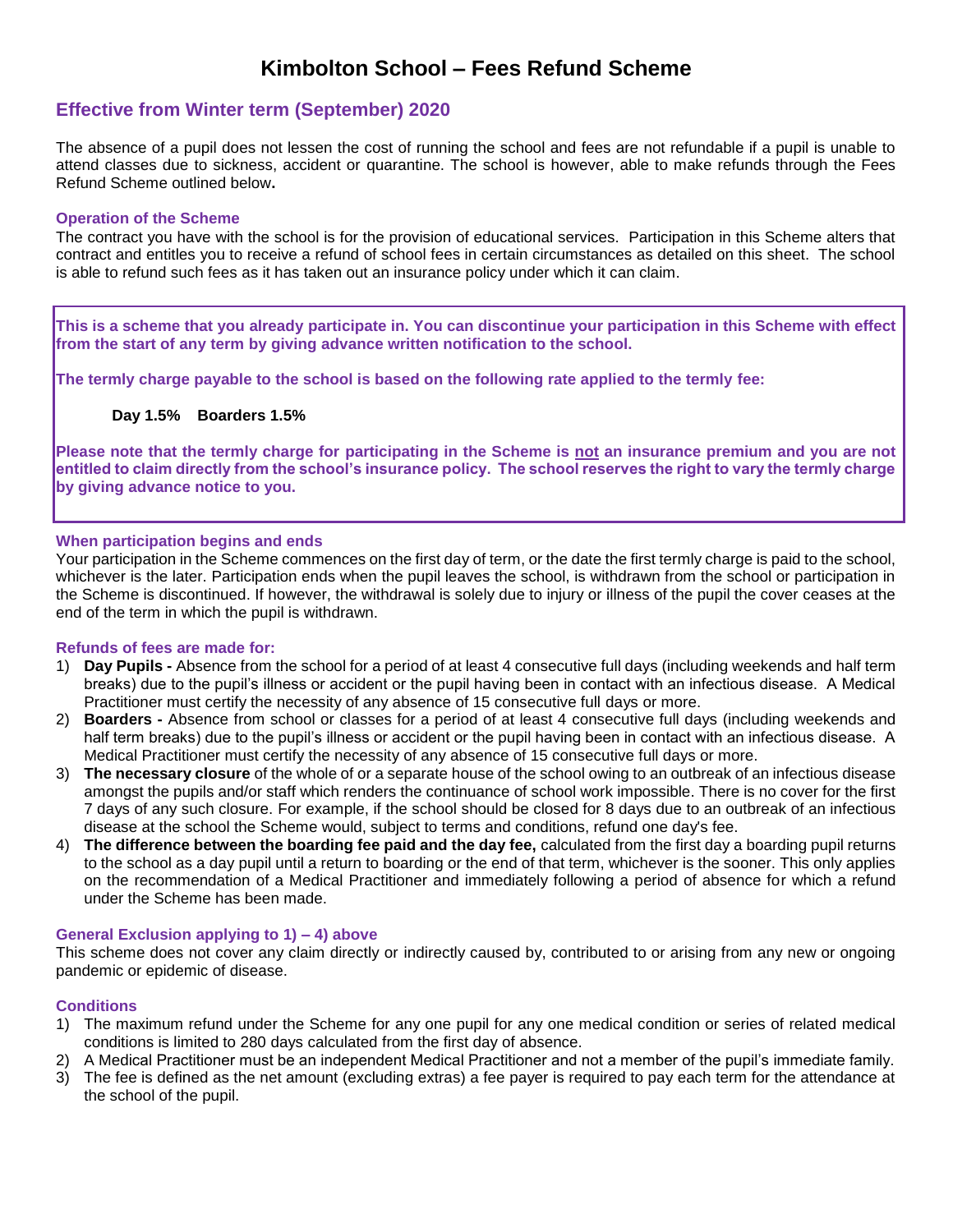# Kimbolton School – Fees Refund Scheme

## Effective from Winter term (September) 2020

The absence of a pupil does not lessen the cost of running the school and fees are not refundable if a pupil is unable to attend classes due to sickness, accident or quarantine. The school is however, able to make refunds through the Fees Refund Scheme outlined below**.**

### Operation of the Scheme

The contract you have with the school is for the provision of educational services. Participation in this Scheme alters that contract and entitles you to receive a refund of school fees in certain circumstances as detailed on this sheet. The school is able to refund such fees as it has taken out an insurance policy under which it can claim.

**This is a scheme that you already participate in. You can discontinue your participation in this Scheme with effect from the start of any term by giving advance written notification to the school.**

**The termly charge payable to the school is based on the following rate applied to the termly fee:**

**Day 1.5%    Boarders 1.5%**

**Please note that the termly charge for participating in the Scheme is <u>not</u> an insurance premium and you are not entitled to claim directly from the school's insurance policy. The school reserves the right to vary the termly charge by giving advance notice to you.**

### When participation begins and ends

Your participation in the Scheme commences on the first day of term, or the date the first termly charge is paid to the school, whichever is the later. Participation ends when the pupil leaves the school, is withdrawn from the school or participation in the Scheme is discontinued. If however, the withdrawal is solely due to injury or illness of the pupil the cover ceases at the end of the term in which the pupil is withdrawn.

### Refunds of fees are made for:

1) **Day Pupils -** Absence from the school for a period of at least 4 consecutive full days (including weekends and half term breaks) due to the pupil's illness or accident or the pupil having been in contact with an infectious disease. A Medical Practitioner must certify the necessity of any absence of 15 consecutive full days or more.
2) **Boarders -** Absence from school or classes for a period of at least 4 consecutive full days (including weekends and half term breaks) due to the pupil's illness or accident or the pupil having been in contact with an infectious disease. A Medical Practitioner must certify the necessity of any absence of 15 consecutive full days or more.
3) **The necessary closure** of the whole of or a separate house of the school owing to an outbreak of an infectious disease amongst the pupils and/or staff which renders the continuance of school work impossible. There is no cover for the first 7 days of any such closure. For example, if the school should be closed for 8 days due to an outbreak of an infectious disease at the school the Scheme would, subject to terms and conditions, refund one day's fee.
4) **The difference between the boarding fee paid and the day fee,** calculated from the first day a boarding pupil returns to the school as a day pupil until a return to boarding or the end of that term, whichever is the sooner. This only applies on the recommendation of a Medical Practitioner and immediately following a period of absence for which a refund under the Scheme has been made.

### General Exclusion applying to 1) – 4) above

This scheme does not cover any claim directly or indirectly caused by, contributed to or arising from any new or ongoing pandemic or epidemic of disease.

### Conditions

1) The maximum refund under the Scheme for any one pupil for any one medical condition or series of related medical conditions is limited to 280 days calculated from the first day of absence.
2) A Medical Practitioner must be an independent Medical Practitioner and not a member of the pupil's immediate family.
3) The fee is defined as the net amount (excluding extras) a fee payer is required to pay each term for the attendance at the school of the pupil.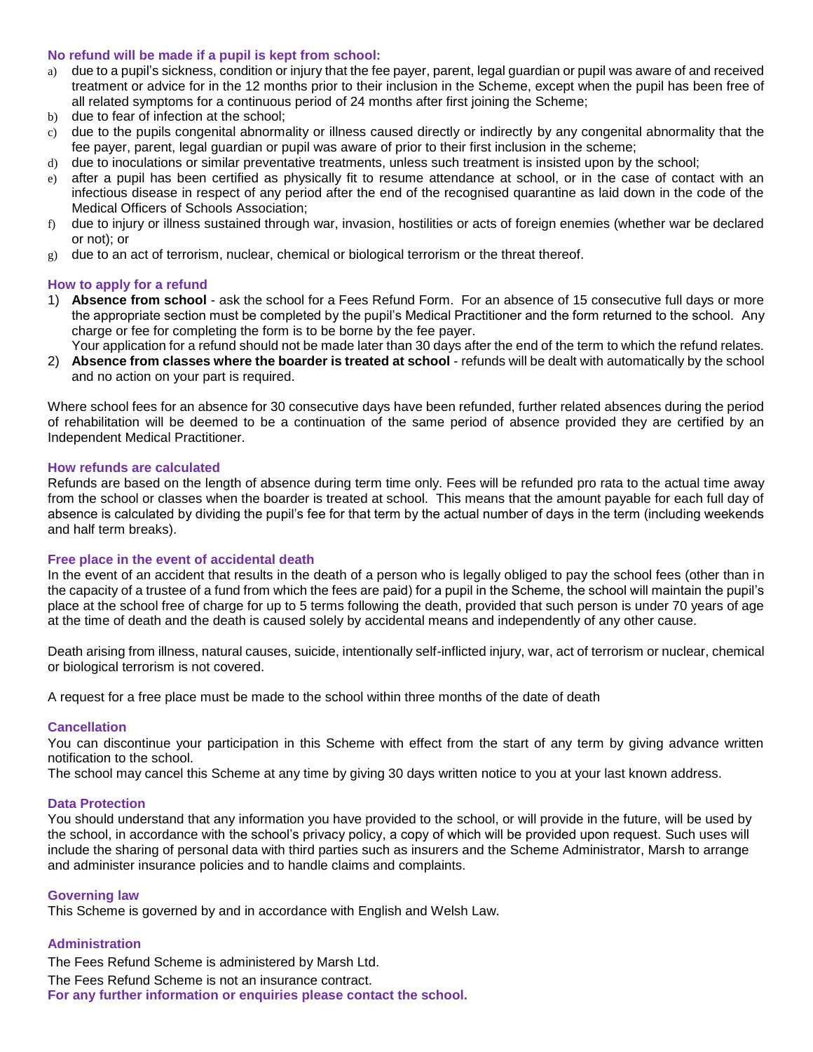### No refund will be made if a pupil is kept from school:

a) due to a pupil's sickness, condition or injury that the fee payer, parent, legal guardian or pupil was aware of and received treatment or advice for in the 12 months prior to their inclusion in the Scheme, except when the pupil has been free of all related symptoms for a continuous period of 24 months after first joining the Scheme;
b) due to fear of infection at the school;
c) due to the pupils congenital abnormality or illness caused directly or indirectly by any congenital abnormality that the fee payer, parent, legal guardian or pupil was aware of prior to their first inclusion in the scheme;
d) due to inoculations or similar preventative treatments, unless such treatment is insisted upon by the school;
e) after a pupil has been certified as physically fit to resume attendance at school, or in the case of contact with an infectious disease in respect of any period after the end of the recognised quarantine as laid down in the code of the Medical Officers of Schools Association;
f) due to injury or illness sustained through war, invasion, hostilities or acts of foreign enemies (whether war be declared or not); or
g) due to an act of terrorism, nuclear, chemical or biological terrorism or the threat thereof.

### How to apply for a refund

1) **Absence from school** - ask the school for a Fees Refund Form. For an absence of 15 consecutive full days or more the appropriate section must be completed by the pupil's Medical Practitioner and the form returned to the school. Any charge or fee for completing the form is to be borne by the fee payer.
   Your application for a refund should not be made later than 30 days after the end of the term to which the refund relates.
2) **Absence from classes where the boarder is treated at school** - refunds will be dealt with automatically by the school and no action on your part is required.

Where school fees for an absence for 30 consecutive days have been refunded, further related absences during the period of rehabilitation will be deemed to be a continuation of the same period of absence provided they are certified by an Independent Medical Practitioner.

### How refunds are calculated

Refunds are based on the length of absence during term time only. Fees will be refunded pro rata to the actual time away from the school or classes when the boarder is treated at school. This means that the amount payable for each full day of absence is calculated by dividing the pupil's fee for that term by the actual number of days in the term (including weekends and half term breaks).

### Free place in the event of accidental death

In the event of an accident that results in the death of a person who is legally obliged to pay the school fees (other than in the capacity of a trustee of a fund from which the fees are paid) for a pupil in the Scheme, the school will maintain the pupil's place at the school free of charge for up to 5 terms following the death, provided that such person is under 70 years of age at the time of death and the death is caused solely by accidental means and independently of any other cause.

Death arising from illness, natural causes, suicide, intentionally self-inflicted injury, war, act of terrorism or nuclear, chemical or biological terrorism is not covered.

A request for a free place must be made to the school within three months of the date of death

### Cancellation

You can discontinue your participation in this Scheme with effect from the start of any term by giving advance written notification to the school.
The school may cancel this Scheme at any time by giving 30 days written notice to you at your last known address.

### Data Protection

You should understand that any information you have provided to the school, or will provide in the future, will be used by the school, in accordance with the school's privacy policy, a copy of which will be provided upon request. Such uses will include the sharing of personal data with third parties such as insurers and the Scheme Administrator, Marsh to arrange and administer insurance policies and to handle claims and complaints.

### Governing law

This Scheme is governed by and in accordance with English and Welsh Law.

### Administration

The Fees Refund Scheme is administered by Marsh Ltd.

The Fees Refund Scheme is not an insurance contract.

**For any further information or enquiries please contact the school.**